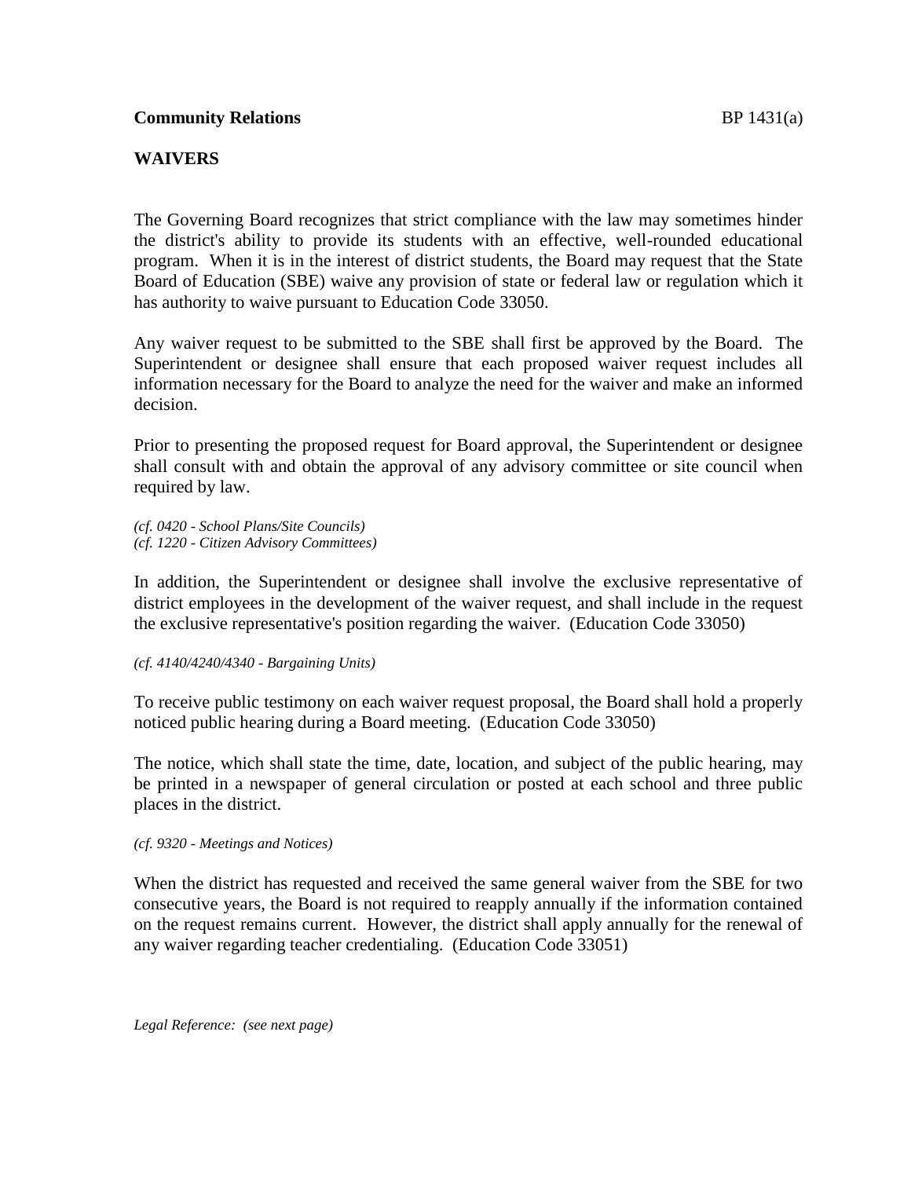**Community Relations** BP 1431(a)

## WAIVERS

The Governing Board recognizes that strict compliance with the law may sometimes hinder the district's ability to provide its students with an effective, well-rounded educational program. When it is in the interest of district students, the Board may request that the State Board of Education (SBE) waive any provision of state or federal law or regulation which it has authority to waive pursuant to Education Code 33050.

Any waiver request to be submitted to the SBE shall first be approved by the Board. The Superintendent or designee shall ensure that each proposed waiver request includes all information necessary for the Board to analyze the need for the waiver and make an informed decision.

Prior to presenting the proposed request for Board approval, the Superintendent or designee shall consult with and obtain the approval of any advisory committee or site council when required by law.

*(cf. 0420 - School Plans/Site Councils)*
*(cf. 1220 - Citizen Advisory Committees)*

In addition, the Superintendent or designee shall involve the exclusive representative of district employees in the development of the waiver request, and shall include in the request the exclusive representative's position regarding the waiver. (Education Code 33050)

*(cf. 4140/4240/4340 - Bargaining Units)*

To receive public testimony on each waiver request proposal, the Board shall hold a properly noticed public hearing during a Board meeting. (Education Code 33050)

The notice, which shall state the time, date, location, and subject of the public hearing, may be printed in a newspaper of general circulation or posted at each school and three public places in the district.

*(cf. 9320 - Meetings and Notices)*

When the district has requested and received the same general waiver from the SBE for two consecutive years, the Board is not required to reapply annually if the information contained on the request remains current. However, the district shall apply annually for the renewal of any waiver regarding teacher credentialing. (Education Code 33051)

*Legal Reference: (see next page)*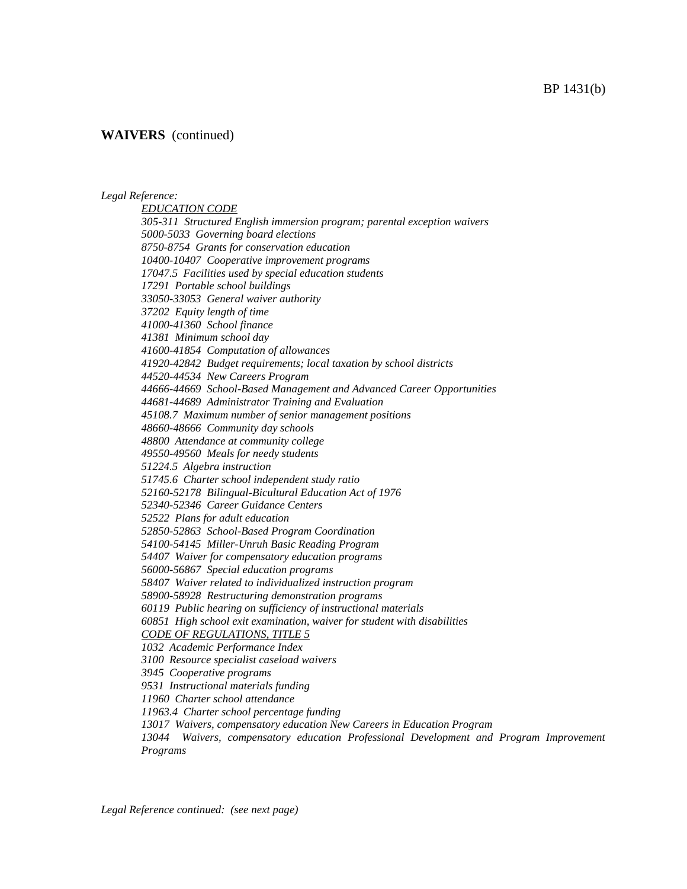**WAIVERS** (continued)

*Legal Reference:*

*EDUCATION CODE*

*305-311 Structured English immersion program; parental exception waivers*
*5000-5033 Governing board elections*
*8750-8754 Grants for conservation education*
*10400-10407 Cooperative improvement programs*
*17047.5 Facilities used by special education students*
*17291 Portable school buildings*
*33050-33053 General waiver authority*
*37202 Equity length of time*
*41000-41360 School finance*
*41381 Minimum school day*
*41600-41854 Computation of allowances*
*41920-42842 Budget requirements; local taxation by school districts*
*44520-44534 New Careers Program*
*44666-44669 School-Based Management and Advanced Career Opportunities*
*44681-44689 Administrator Training and Evaluation*
*45108.7 Maximum number of senior management positions*
*48660-48666 Community day schools*
*48800 Attendance at community college*
*49550-49560 Meals for needy students*
*51224.5 Algebra instruction*
*51745.6 Charter school independent study ratio*
*52160-52178 Bilingual-Bicultural Education Act of 1976*
*52340-52346 Career Guidance Centers*
*52522 Plans for adult education*
*52850-52863 School-Based Program Coordination*
*54100-54145 Miller-Unruh Basic Reading Program*
*54407 Waiver for compensatory education programs*
*56000-56867 Special education programs*
*58407 Waiver related to individualized instruction program*
*58900-58928 Restructuring demonstration programs*
*60119 Public hearing on sufficiency of instructional materials*
*60851 High school exit examination, waiver for student with disabilities*

*CODE OF REGULATIONS, TITLE 5*

*1032 Academic Performance Index*
*3100 Resource specialist caseload waivers*
*3945 Cooperative programs*
*9531 Instructional materials funding*
*11960 Charter school attendance*
*11963.4 Charter school percentage funding*
*13017 Waivers, compensatory education New Careers in Education Program*
*13044 Waivers, compensatory education Professional Development and Program Improvement Programs*

*Legal Reference continued: (see next page)*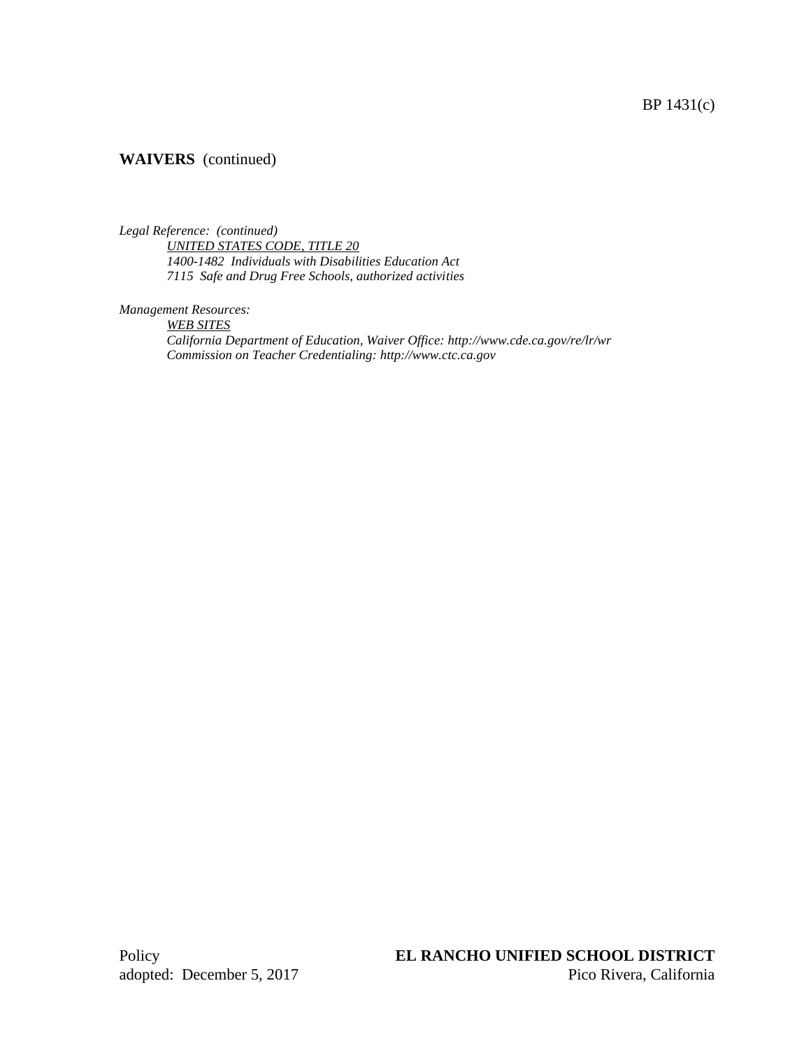**WAIVERS** (continued)

*Legal Reference: (continued)*

*UNITED STATES CODE, TITLE 20*

*1400-1482 Individuals with Disabilities Education Act*

*7115 Safe and Drug Free Schools, authorized activities*

*Management Resources:*

*WEB SITES*

*California Department of Education, Waiver Office: http://www.cde.ca.gov/re/lr/wr*

*Commission on Teacher Credentialing: http://www.ctc.ca.gov*

Policy
adopted: December 5, 2017

**EL RANCHO UNIFIED SCHOOL DISTRICT**
Pico Rivera, California